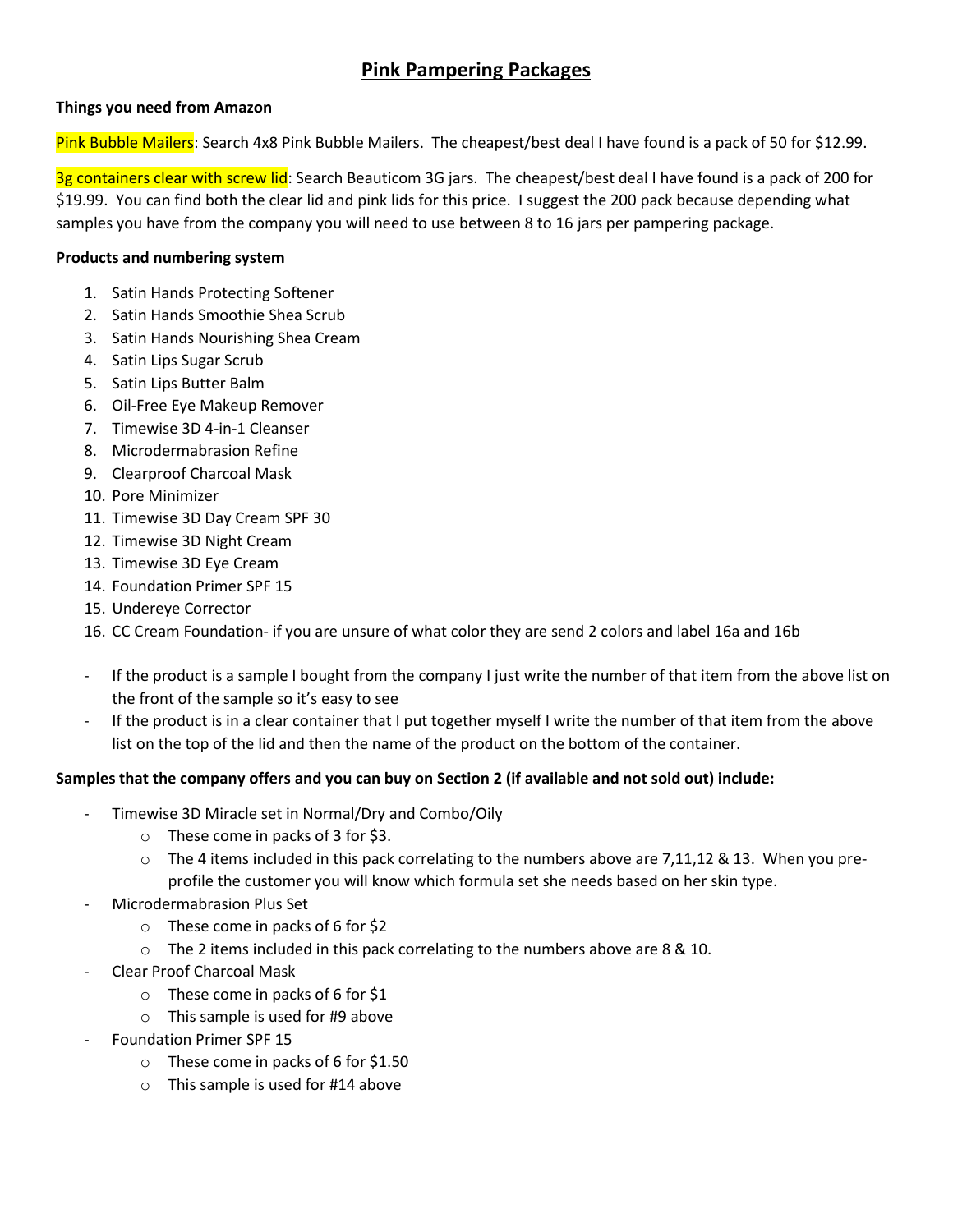# Pink Pampering Packages

**Things you need from Amazon**

Pink Bubble Mailers: Search 4x8 Pink Bubble Mailers. The cheapest/best deal I have found is a pack of 50 for $12.99.

3g containers clear with screw lid: Search Beauticom 3G jars. The cheapest/best deal I have found is a pack of 200 for $19.99. You can find both the clear lid and pink lids for this price. I suggest the 200 pack because depending what samples you have from the company you will need to use between 8 to 16 jars per pampering package.

**Products and numbering system**

1. Satin Hands Protecting Softener
2. Satin Hands Smoothie Shea Scrub
3. Satin Hands Nourishing Shea Cream
4. Satin Lips Sugar Scrub
5. Satin Lips Butter Balm
6. Oil-Free Eye Makeup Remover
7. Timewise 3D 4-in-1 Cleanser
8. Microdermabrasion Refine
9. Clearproof Charcoal Mask
10. Pore Minimizer
11. Timewise 3D Day Cream SPF 30
12. Timewise 3D Night Cream
13. Timewise 3D Eye Cream
14. Foundation Primer SPF 15
15. Undereye Corrector
16. CC Cream Foundation- if you are unsure of what color they are send 2 colors and label 16a and 16b

- If the product is a sample I bought from the company I just write the number of that item from the above list on the front of the sample so it's easy to see
- If the product is in a clear container that I put together myself I write the number of that item from the above list on the top of the lid and then the name of the product on the bottom of the container.

**Samples that the company offers and you can buy on Section 2 (if available and not sold out) include:**

- Timewise 3D Miracle set in Normal/Dry and Combo/Oily
  - These come in packs of 3 for $3.
  - The 4 items included in this pack correlating to the numbers above are 7,11,12 & 13. When you pre-profile the customer you will know which formula set she needs based on her skin type.
- Microdermabrasion Plus Set
  - These come in packs of 6 for $2
  - The 2 items included in this pack correlating to the numbers above are 8 & 10.
- Clear Proof Charcoal Mask
  - These come in packs of 6 for $1
  - This sample is used for #9 above
- Foundation Primer SPF 15
  - These come in packs of 6 for $1.50
  - This sample is used for #14 above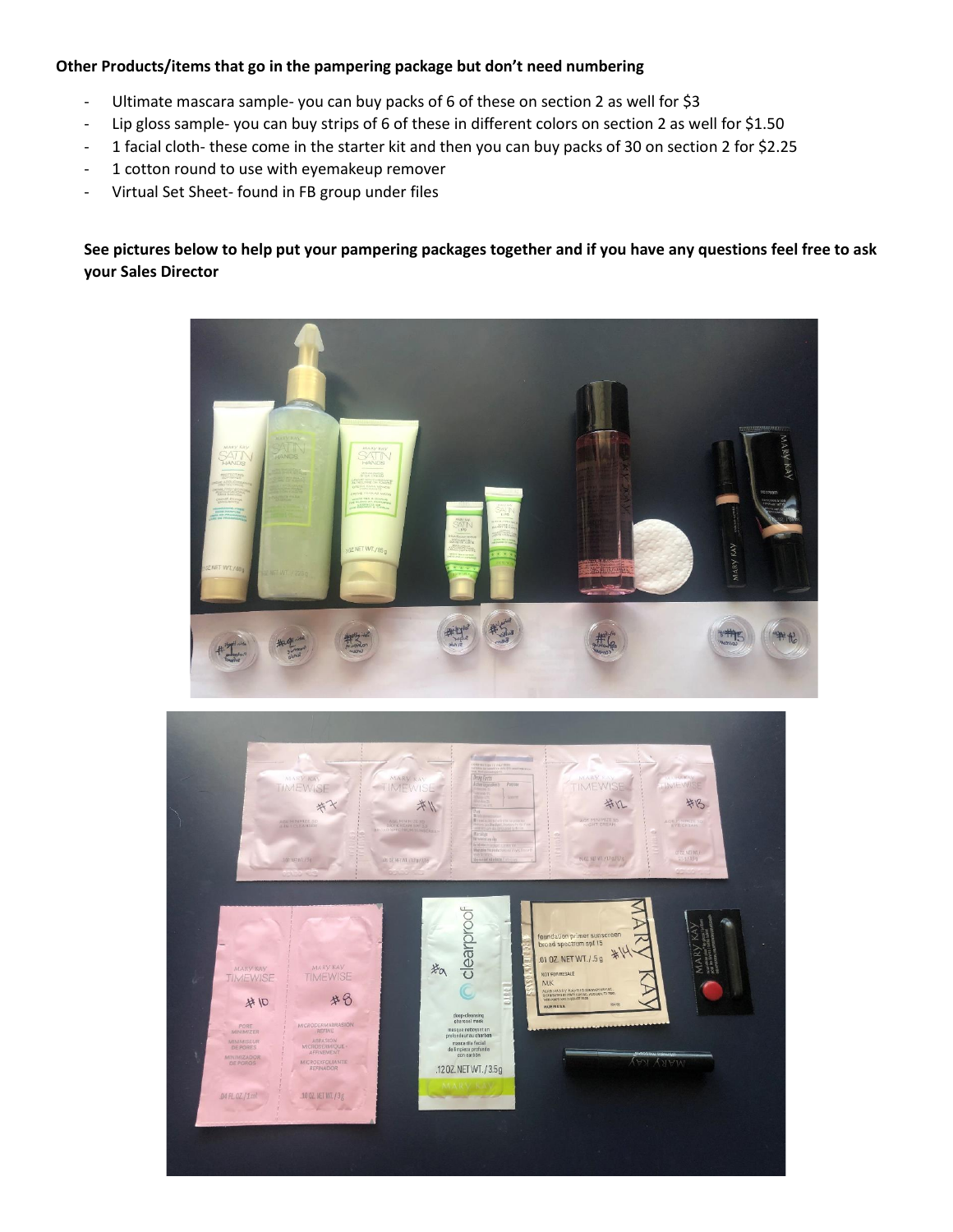**Other Products/items that go in the pampering package but don't need numbering**

- Ultimate mascara sample- you can buy packs of 6 of these on section 2 as well for $3
- Lip gloss sample- you can buy strips of 6 of these in different colors on section 2 as well for $1.50
- 1 facial cloth- these come in the starter kit and then you can buy packs of 30 on section 2 for $2.25
- 1 cotton round to use with eyemakeup remover
- Virtual Set Sheet- found in FB group under files

**See pictures below to help put your pampering packages together and if you have any questions feel free to ask your Sales Director**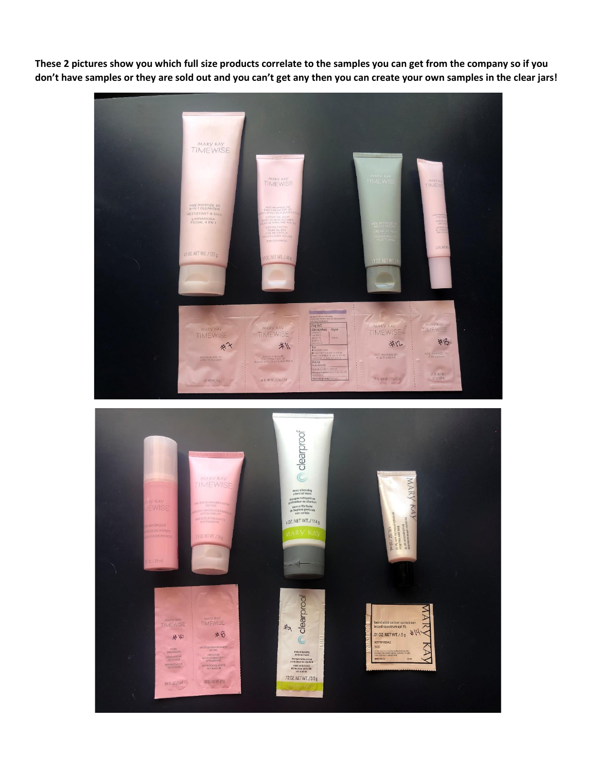**These 2 pictures show you which full size products correlate to the samples you can get from the company so if you don't have samples or they are sold out and you can't get any then you can create your own samples in the clear jars!**